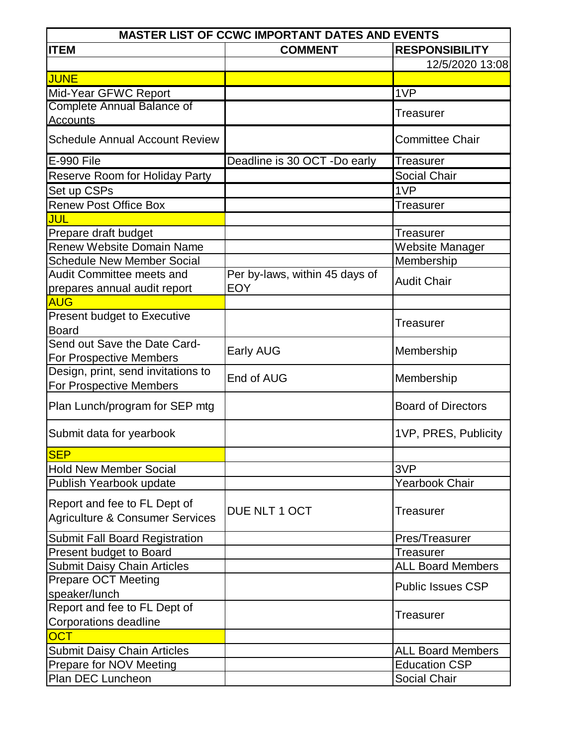| MASTER LIST OF CCWC IMPORTANT DATES AND EVENTS | | |
|---|---|---|
| **ITEM** | **COMMENT** | **RESPONSIBILITY** |
| | | 12/5/2020 13:08 |
| **JUNE** | | |
| Mid-Year GFWC Report | | 1VP |
| Complete Annual Balance of Accounts | | Treasurer |
| Schedule Annual Account Review | | Committee Chair |
| E-990 File | Deadline is 30 OCT -Do early | Treasurer |
| Reserve Room for Holiday Party | | Social Chair |
| Set up CSPs | | 1VP |
| Renew Post Office Box | | Treasurer |
| **JUL** | | |
| Prepare draft budget | | Treasurer |
| Renew Website Domain Name | | Website Manager |
| Schedule New Member Social | | Membership |
| Audit Committee meets and prepares annual audit report | Per by-laws, within 45 days of EOY | Audit Chair |
| **AUG** | | |
| Present budget to Executive Board | | Treasurer |
| Send out Save the Date Card- For Prospective Members | Early AUG | Membership |
| Design, print, send invitations to For Prospective Members | End of AUG | Membership |
| Plan Lunch/program for SEP mtg | | Board of Directors |
| Submit data for yearbook | | 1VP, PRES, Publicity |
| **SEP** | | |
| Hold New Member Social | | 3VP |
| Publish Yearbook update | | Yearbook Chair |
| Report and fee to FL Dept of Agriculture & Consumer Services | DUE NLT 1 OCT | Treasurer |
| Submit Fall Board Registration | | Pres/Treasurer |
| Present budget to Board | | Treasurer |
| Submit Daisy Chain Articles | | ALL Board Members |
| Prepare OCT Meeting speaker/lunch | | Public Issues CSP |
| Report and fee to FL Dept of Corporations deadline | | Treasurer |
| **OCT** | | |
| Submit Daisy Chain Articles | | ALL Board Members |
| Prepare for NOV Meeting | | Education CSP |
| Plan DEC Luncheon | | Social Chair |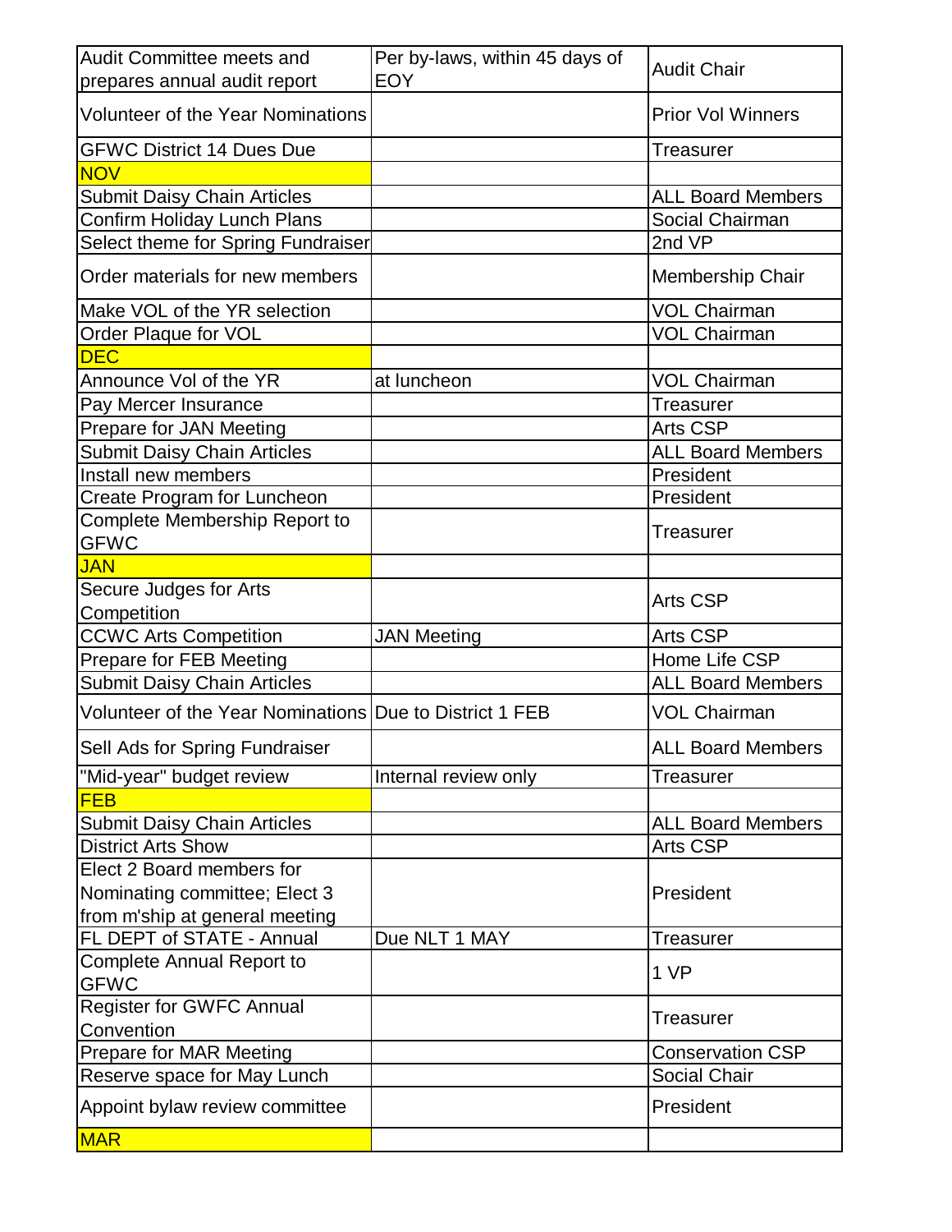| Audit Committee meets and prepares annual audit report | Per by-laws, within 45 days of EOY | Audit Chair |
|---|---|---|
| Volunteer of the Year Nominations | | Prior Vol Winners |
| GFWC District 14 Dues Due | | Treasurer |
| **NOV** | | |
| Submit Daisy Chain Articles | | ALL Board Members |
| Confirm Holiday Lunch Plans | | Social Chairman |
| Select theme for Spring Fundraiser | | 2nd VP |
| Order materials for new members | | Membership Chair |
| Make VOL of the YR selection | | VOL Chairman |
| Order Plaque for VOL | | VOL Chairman |
| **DEC** | | |
| Announce Vol of the YR | at luncheon | VOL Chairman |
| Pay Mercer Insurance | | Treasurer |
| Prepare for JAN Meeting | | Arts CSP |
| Submit Daisy Chain Articles | | ALL Board Members |
| Install new members | | President |
| Create Program for Luncheon | | President |
| Complete Membership Report to GFWC | | Treasurer |
| **JAN** | | |
| Secure Judges for Arts Competition | | Arts CSP |
| CCWC Arts Competition | JAN Meeting | Arts CSP |
| Prepare for FEB Meeting | | Home Life CSP |
| Submit Daisy Chain Articles | | ALL Board Members |
| Volunteer of the Year Nominations | Due to District 1 FEB | VOL Chairman |
| Sell Ads for Spring Fundraiser | | ALL Board Members |
| "Mid-year" budget review | Internal review only | Treasurer |
| **FEB** | | |
| Submit Daisy Chain Articles | | ALL Board Members |
| District Arts Show | | Arts CSP |
| Elect 2 Board members for Nominating committee; Elect 3 from m'ship at general meeting | | President |
| FL DEPT of STATE - Annual | Due NLT 1 MAY | Treasurer |
| Complete Annual Report to GFWC | | 1 VP |
| Register for GWFC Annual Convention | | Treasurer |
| Prepare for MAR Meeting | | Conservation CSP |
| Reserve space for May Lunch | | Social Chair |
| Appoint bylaw review committee | | President |
| **MAR** | | |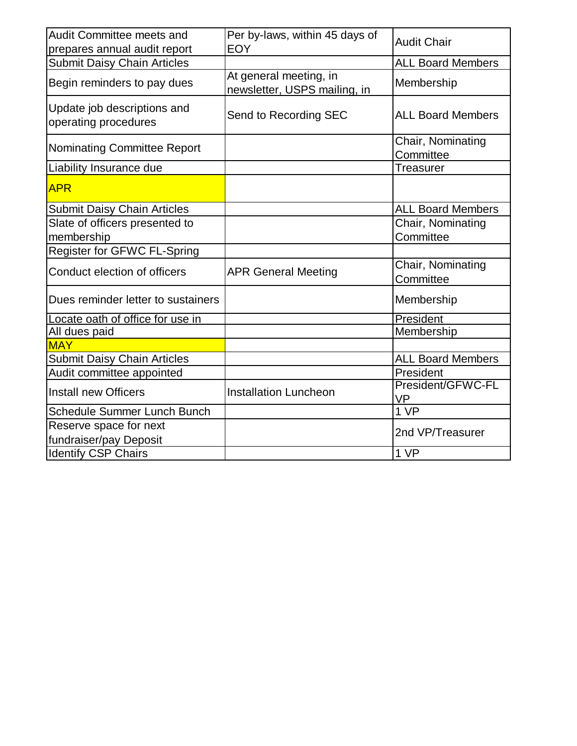| | | |
|---|---|---|
| Audit Committee meets and prepares annual audit report | Per by-laws, within 45 days of EOY | Audit Chair |
| Submit Daisy Chain Articles | | ALL Board Members |
| Begin reminders to pay dues | At general meeting, in newsletter, USPS mailing, in | Membership |
| Update job descriptions and operating procedures | Send to Recording SEC | ALL Board Members |
| Nominating Committee Report | | Chair, Nominating Committee |
| Liability Insurance due | | Treasurer |
| APR | | |
| Submit Daisy Chain Articles | | ALL Board Members |
| Slate of officers presented to membership | | Chair, Nominating Committee |
| Register for GFWC FL-Spring | | |
| Conduct election of officers | APR General Meeting | Chair, Nominating Committee |
| Dues reminder letter to sustainers | | Membership |
| Locate oath of office for use in | | President |
| All dues paid | | Membership |
| MAY | | |
| Submit Daisy Chain Articles | | ALL Board Members |
| Audit committee appointed | | President |
| Install new Officers | Installation Luncheon | President/GFWC-FL VP |
| Schedule Summer Lunch Bunch | | 1 VP |
| Reserve space for next fundraiser/pay Deposit | | 2nd VP/Treasurer |
| Identify CSP Chairs | | 1 VP |